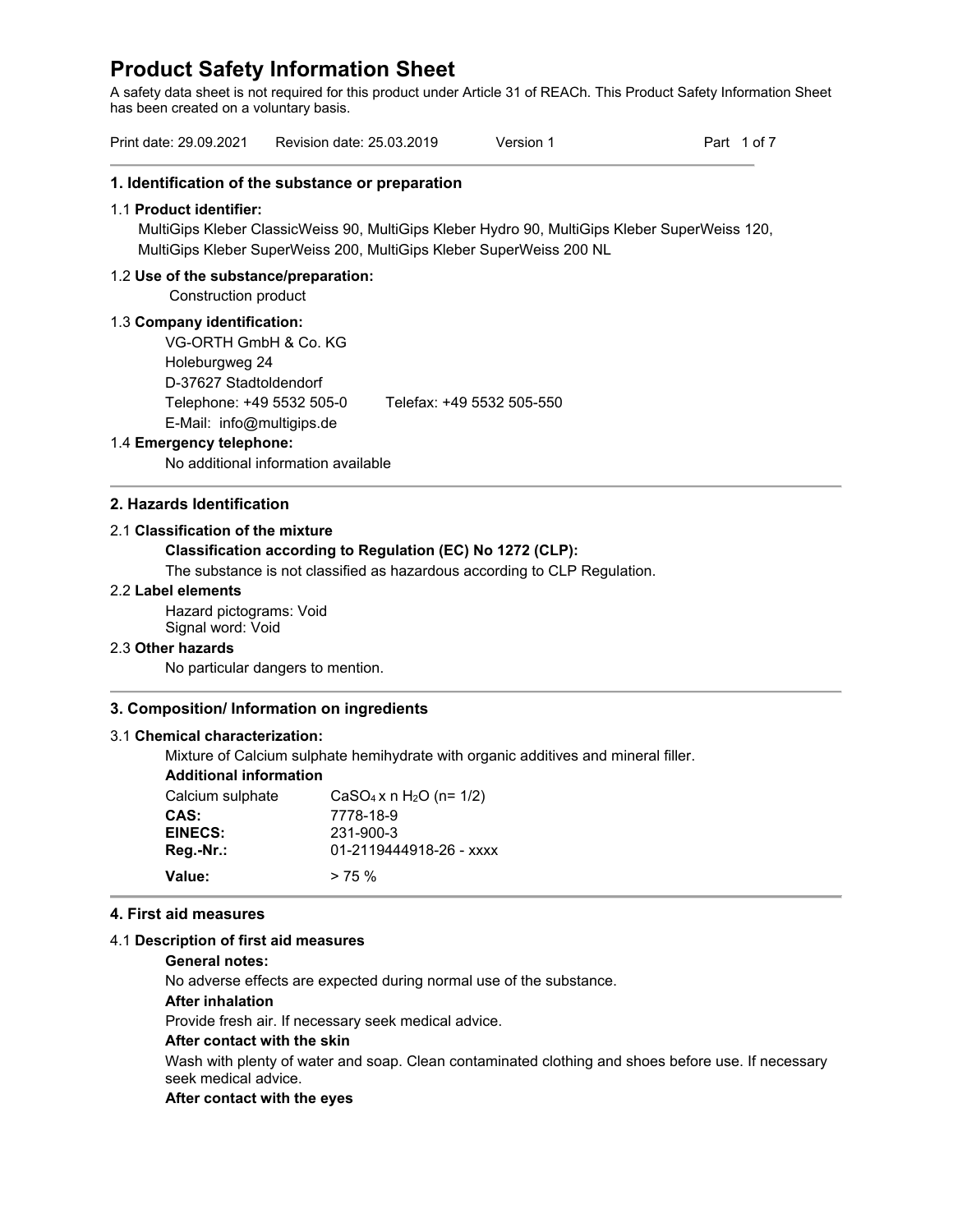# Product Safety Information Sheet

A safety data sheet is not required for this product under Article 31 of REACh. This Product Safety Information Sheet has been created on a voluntary basis.

Print date: 29.09.2021 Revision date: 25.03.2019 Version 1

## 1. Identification of the substance or preparation

1.1 **Product identifier:**

MultiGips Kleber ClassicWeiss 90, MultiGips Kleber Hydro 90, MultiGips Kleber SuperWeiss 120, MultiGips Kleber SuperWeiss 200, MultiGips Kleber SuperWeiss 200 NL

1.2 **Use of the substance/preparation:**

Construction product

1.3 **Company identification:**

VG-ORTH GmbH & Co. KG
Holeburgweg 24
D-37627 Stadtoldendorf
Telephone: +49 5532 505-0 Telefax: +49 5532 505-550
E-Mail: info@multigips.de

1.4 **Emergency telephone:**

No additional information available

## 2. Hazards Identification

2.1 **Classification of the mixture**

**Classification according to Regulation (EC) No 1272 (CLP):**

The substance is not classified as hazardous according to CLP Regulation.

2.2 **Label elements**

Hazard pictograms: Void
Signal word: Void

2.3 **Other hazards**

No particular dangers to mention.

## 3. Composition/ Information on ingredients

3.1 **Chemical characterization:**

Mixture of Calcium sulphate hemihydrate with organic additives and mineral filler.

**Additional information**

| Calcium sulphate | $CaSO_4$ x n $H_2O$ (n= 1/2) |
|---|---|
| **CAS:** | 7778-18-9 |
| **EINECS:** | 231-900-3 |
| **Reg.-Nr.:** | 01-2119444918-26 - xxxx |
| **Value:** | > 75 % |

## 4. First aid measures

4.1 **Description of first aid measures**

**General notes:**

No adverse effects are expected during normal use of the substance.

**After inhalation**

Provide fresh air. If necessary seek medical advice.

**After contact with the skin**

Wash with plenty of water and soap. Clean contaminated clothing and shoes before use. If necessary seek medical advice.

**After contact with the eyes**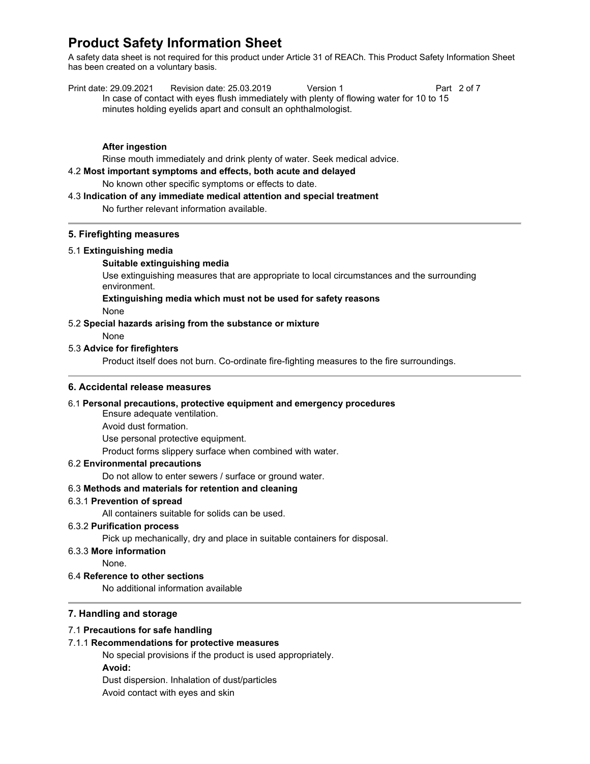In case of contact with eyes flush immediately with plenty of flowing water for 10 to 15 minutes holding eyelids apart and consult an ophthalmologist.

**After ingestion**

Rinse mouth immediately and drink plenty of water. Seek medical advice.

4.2 **Most important symptoms and effects, both acute and delayed**

No known other specific symptoms or effects to date.

4.3 **Indication of any immediate medical attention and special treatment**

No further relevant information available.

## 5. Firefighting measures

5.1 **Extinguishing media**

**Suitable extinguishing media**

Use extinguishing measures that are appropriate to local circumstances and the surrounding environment.

**Extinguishing media which must not be used for safety reasons**

None

5.2 **Special hazards arising from the substance or mixture**

None

5.3 **Advice for firefighters**

Product itself does not burn. Co-ordinate fire-fighting measures to the fire surroundings.

## 6. Accidental release measures

6.1 **Personal precautions, protective equipment and emergency procedures**

Ensure adequate ventilation.

Avoid dust formation.

Use personal protective equipment.

Product forms slippery surface when combined with water.

6.2 **Environmental precautions**

Do not allow to enter sewers / surface or ground water.

6.3 **Methods and materials for retention and cleaning**

6.3.1 **Prevention of spread**

All containers suitable for solids can be used.

6.3.2 **Purification process**

Pick up mechanically, dry and place in suitable containers for disposal.

6.3.3 **More information**

None.

6.4 **Reference to other sections**

No additional information available

## 7. Handling and storage

7.1 **Precautions for safe handling**

7.1.1 **Recommendations for protective measures**

No special provisions if the product is used appropriately.

**Avoid:**

Dust dispersion. Inhalation of dust/particles

Avoid contact with eyes and skin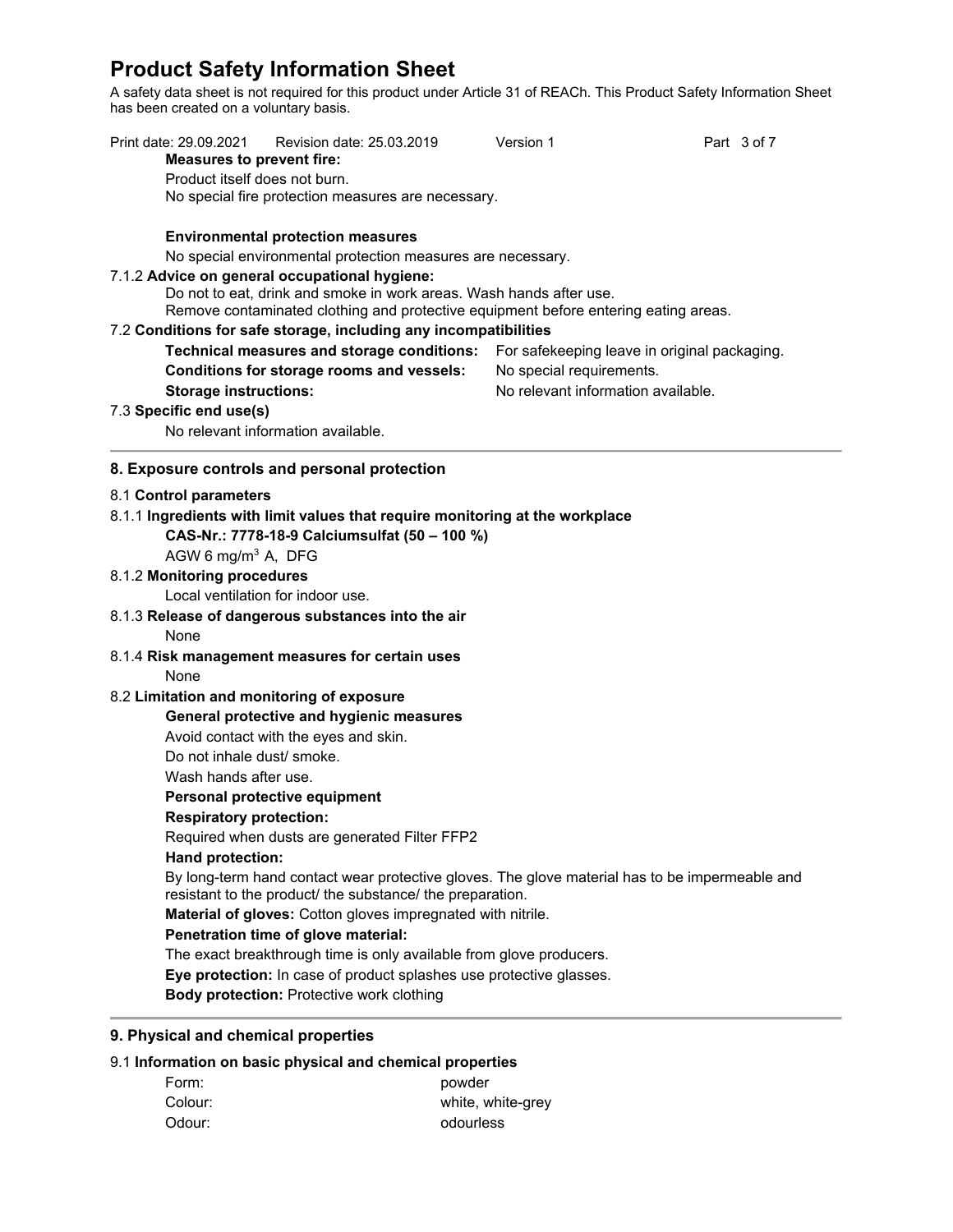**Measures to prevent fire:**

Product itself does not burn.

No special fire protection measures are necessary.

**Environmental protection measures**

No special environmental protection measures are necessary.

7.1.2 **Advice on general occupational hygiene:**

Do not to eat, drink and smoke in work areas. Wash hands after use.
Remove contaminated clothing and protective equipment before entering eating areas.

7.2 **Conditions for safe storage, including any incompatibilities**

| | |
|---|---|
| **Technical measures and storage conditions:** | For safekeeping leave in original packaging. |
| **Conditions for storage rooms and vessels:** | No special requirements. |
| **Storage instructions:** | No relevant information available. |

7.3 **Specific end use(s)**

No relevant information available.

## 8. Exposure controls and personal protection

8.1 **Control parameters**

8.1.1 **Ingredients with limit values that require monitoring at the workplace**

**CAS-Nr.: 7778-18-9 Calciumsulfat (50 – 100 %)**

AGW 6 $mg/m^3$ A, DFG

8.1.2 **Monitoring procedures**

Local ventilation for indoor use.

8.1.3 **Release of dangerous substances into the air**

None

8.1.4 **Risk management measures for certain uses**

None

8.2 **Limitation and monitoring of exposure**

**General protective and hygienic measures**

Avoid contact with the eyes and skin.

Do not inhale dust/ smoke.

Wash hands after use.

**Personal protective equipment**

**Respiratory protection:**

Required when dusts are generated Filter FFP2

**Hand protection:**

By long-term hand contact wear protective gloves. The glove material has to be impermeable and resistant to the product/ the substance/ the preparation.

**Material of gloves:** Cotton gloves impregnated with nitrile.

**Penetration time of glove material:**

The exact breakthrough time is only available from glove producers.

**Eye protection:** In case of product splashes use protective glasses.

**Body protection:** Protective work clothing

## 9. Physical and chemical properties

9.1 **Information on basic physical and chemical properties**

| | |
|---|---|
| Form: | powder |
| Colour: | white, white-grey |
| Odour: | odourless |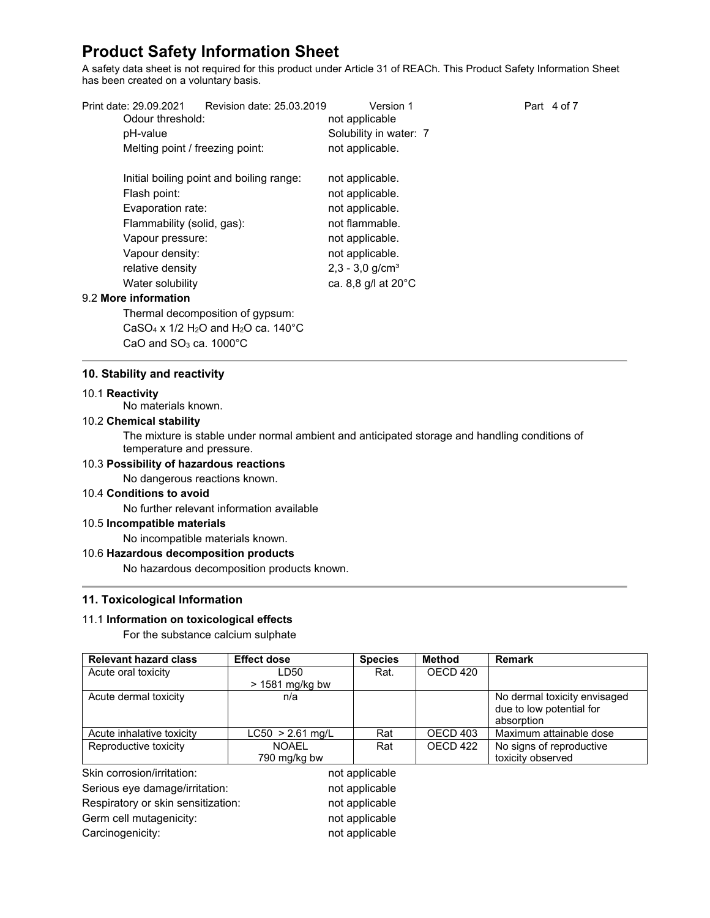# Product Safety Information Sheet

A safety data sheet is not required for this product under Article 31 of REACh. This Product Safety Information Sheet has been created on a voluntary basis.

Print date: 29.09.2021 Revision date: 25.03.2019 Version 1

| | |
|---|---|
| Odour threshold: | not applicable |
| pH-value | Solubility in water: 7 |
| Melting point / freezing point: | not applicable. |
| Initial boiling point and boiling range: | not applicable. |
| Flash point: | not applicable. |
| Evaporation rate: | not applicable. |
| Flammability (solid, gas): | not flammable. |
| Vapour pressure: | not applicable. |
| Vapour density: | not applicable. |
| relative density | 2,3 - 3,0 g/cm³ |
| Water solubility | ca. 8,8 g/l at 20°C |

9.2 **More information**

Thermal decomposition of gypsum:

$CaSO_4$ x 1/2 $H_2O$ and $H_2O$ ca. 140°C

$CaO$ and $SO_3$ ca. 1000°C

## 10. Stability and reactivity

10.1 **Reactivity**

No materials known.

10.2 **Chemical stability**

The mixture is stable under normal ambient and anticipated storage and handling conditions of temperature and pressure.

10.3 **Possibility of hazardous reactions**

No dangerous reactions known.

10.4 **Conditions to avoid**

No further relevant information available

10.5 **Incompatible materials**

No incompatible materials known.

10.6 **Hazardous decomposition products**

No hazardous decomposition products known.

## 11. Toxicological Information

11.1 **Information on toxicological effects**

For the substance calcium sulphate

| Relevant hazard class | Effect dose | Species | Method | Remark |
|---|---|---|---|---|
| Acute oral toxicity | LD50 > 1581 mg/kg bw | Rat. | OECD 420 | |
| Acute dermal toxicity | n/a | | | No dermal toxicity envisaged due to low potential for absorption |
| Acute inhalative toxicity | LC50 > 2.61 mg/L | Rat | OECD 403 | Maximum attainable dose |
| Reproductive toxicity | NOAEL 790 mg/kg bw | Rat | OECD 422 | No signs of reproductive toxicity observed |

| | |
|---|---|
| Skin corrosion/irritation: | not applicable |
| Serious eye damage/irritation: | not applicable |
| Respiratory or skin sensitization: | not applicable |
| Germ cell mutagenicity: | not applicable |
| Carcinogenicity: | not applicable |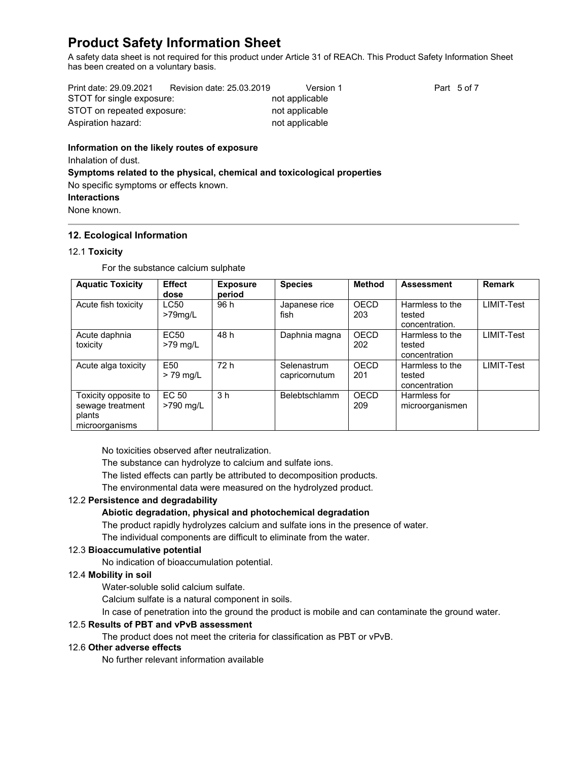STOT for single exposure: not applicable

STOT on repeated exposure: not applicable

Aspiration hazard: not applicable

**Information on the likely routes of exposure**

Inhalation of dust.

**Symptoms related to the physical, chemical and toxicological properties**

No specific symptoms or effects known.

**Interactions**

None known.

## 12. Ecological Information

### 12.1 Toxicity

For the substance calcium sulphate

| Aquatic Toxicity | Effect dose | Exposure period | Species | Method | Assessment | Remark |
|---|---|---|---|---|---|---|
| Acute fish toxicity | LC50 >79mg/L | 96 h | Japanese rice fish | OECD 203 | Harmless to the tested concentration. | LIMIT-Test |
| Acute daphnia toxicity | EC50 >79 mg/L | 48 h | Daphnia magna | OECD 202 | Harmless to the tested concentration | LIMIT-Test |
| Acute alga toxicity | E50 > 79 mg/L | 72 h | Selenastrum capricornutum | OECD 201 | Harmless to the tested concentration | LIMIT-Test |
| Toxicity opposite to sewage treatment plants microorganisms | EC 50 >790 mg/L | 3 h | Belebtschlamm | OECD 209 | Harmless for microorganismen | |

No toxicities observed after neutralization.

The substance can hydrolyze to calcium and sulfate ions.

The listed effects can partly be attributed to decomposition products.

The environmental data were measured on the hydrolyzed product.

### 12.2 Persistence and degradability

**Abiotic degradation, physical and photochemical degradation**

The product rapidly hydrolyzes calcium and sulfate ions in the presence of water.

The individual components are difficult to eliminate from the water.

### 12.3 Bioaccumulative potential

No indication of bioaccumulation potential.

### 12.4 Mobility in soil

Water-soluble solid calcium sulfate.

Calcium sulfate is a natural component in soils.

In case of penetration into the ground the product is mobile and can contaminate the ground water.

### 12.5 Results of PBT and vPvB assessment

The product does not meet the criteria for classification as PBT or vPvB.

### 12.6 Other adverse effects

No further relevant information available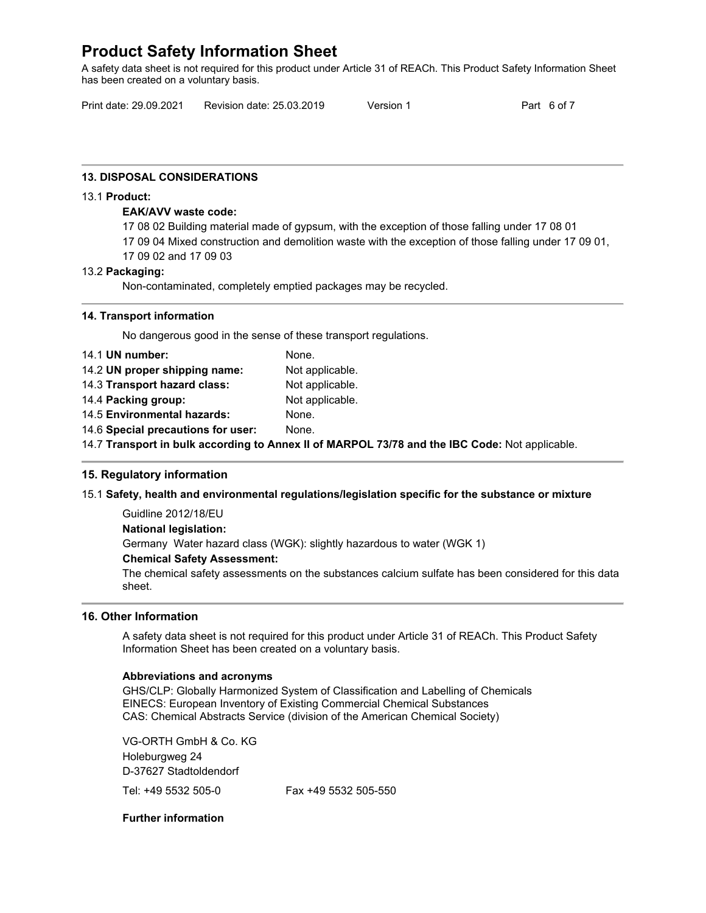## 13. DISPOSAL CONSIDERATIONS

13.1 **Product:**

**EAK/AVV waste code:**

17 08 02 Building material made of gypsum, with the exception of those falling under 17 08 01

17 09 04 Mixed construction and demolition waste with the exception of those falling under 17 09 01, 17 09 02 and 17 09 03

13.2 **Packaging:**

Non-contaminated, completely emptied packages may be recycled.

## 14. Transport information

No dangerous good in the sense of these transport regulations.

14.1 **UN number:** None.

14.2 **UN proper shipping name:** Not applicable.

14.3 **Transport hazard class:** Not applicable.

14.4 **Packing group:** Not applicable.

14.5 **Environmental hazards:** None.

14.6 **Special precautions for user:** None.

14.7 **Transport in bulk according to Annex II of MARPOL 73/78 and the IBC Code:** Not applicable.

## 15. Regulatory information

15.1 **Safety, health and environmental regulations/legislation specific for the substance or mixture**

Guidline 2012/18/EU

**National legislation:**

Germany Water hazard class (WGK): slightly hazardous to water (WGK 1)

**Chemical Safety Assessment:**

The chemical safety assessments on the substances calcium sulfate has been considered for this data sheet.

## 16. Other Information

A safety data sheet is not required for this product under Article 31 of REACh. This Product Safety Information Sheet has been created on a voluntary basis.

**Abbreviations and acronyms**

GHS/CLP: Globally Harmonized System of Classification and Labelling of Chemicals
EINECS: European Inventory of Existing Commercial Chemical Substances
CAS: Chemical Abstracts Service (division of the American Chemical Society)

VG-ORTH GmbH & Co. KG
Holeburgweg 24
D-37627 Stadtoldendorf

Tel: +49 5532 505-0 Fax +49 5532 505-550

**Further information**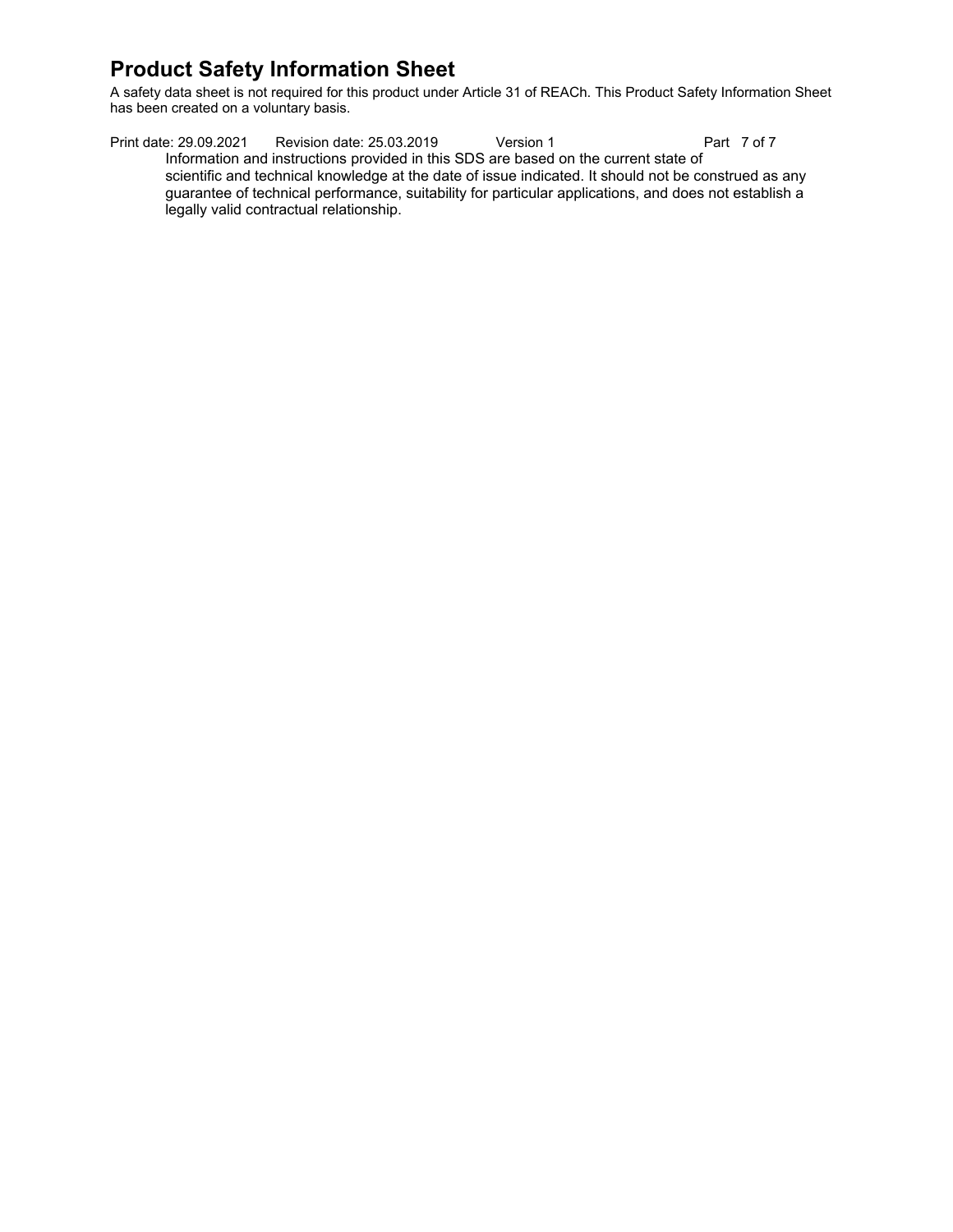Information and instructions provided in this SDS are based on the current state of scientific and technical knowledge at the date of issue indicated. It should not be construed as any guarantee of technical performance, suitability for particular applications, and does not establish a legally valid contractual relationship.